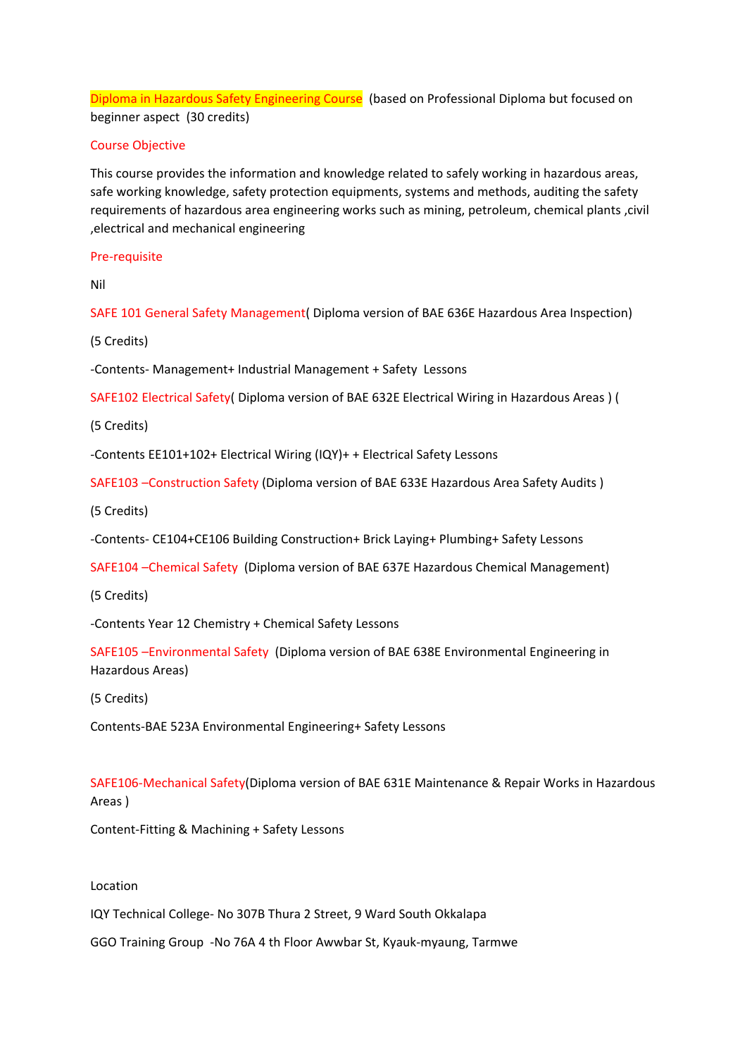**Diploma in Hazardous Safety Engineering Course** (based on Professional Diploma but focused on beginner aspect (30 credits)

## Course Objective

This course provides the information and knowledge related to safely working in hazardous areas, safe working knowledge, safety protection equipments, systems and methods, auditing the safety requirements of hazardous area engineering works such as mining, petroleum, chemical plants ,civil ,electrical and mechanical engineering

## Pre-requisite

Nil

### SAFE 101 General Safety Management( Diploma version of BAE 636E Hazardous Area Inspection)

(5 Credits)

-Contents- Management+ Industrial Management + Safety Lessons

### SAFE102 Electrical Safety( Diploma version of BAE 632E Electrical Wiring in Hazardous Areas ) (

(5 Credits)

-Contents EE101+102+ Electrical Wiring (IQY)+ + Electrical Safety Lessons

### SAFE103 –Construction Safety (Diploma version of BAE 633E Hazardous Area Safety Audits )

(5 Credits)

-Contents- CE104+CE106 Building Construction+ Brick Laying+ Plumbing+ Safety Lessons

### SAFE104 –Chemical Safety (Diploma version of BAE 637E Hazardous Chemical Management)

(5 Credits)

-Contents Year 12 Chemistry + Chemical Safety Lessons

### SAFE105 –Environmental Safety (Diploma version of BAE 638E Environmental Engineering in Hazardous Areas)

(5 Credits)

Contents-BAE 523A Environmental Engineering+ Safety Lessons

### SAFE106-Mechanical Safety(Diploma version of BAE 631E Maintenance & Repair Works in Hazardous Areas )

Content-Fitting & Machining + Safety Lessons

Location

IQY Technical College- No 307B Thura 2 Street, 9 Ward South Okkalapa

GGO Training Group -No 76A 4 th Floor Awwbar St, Kyauk-myaung, Tarmwe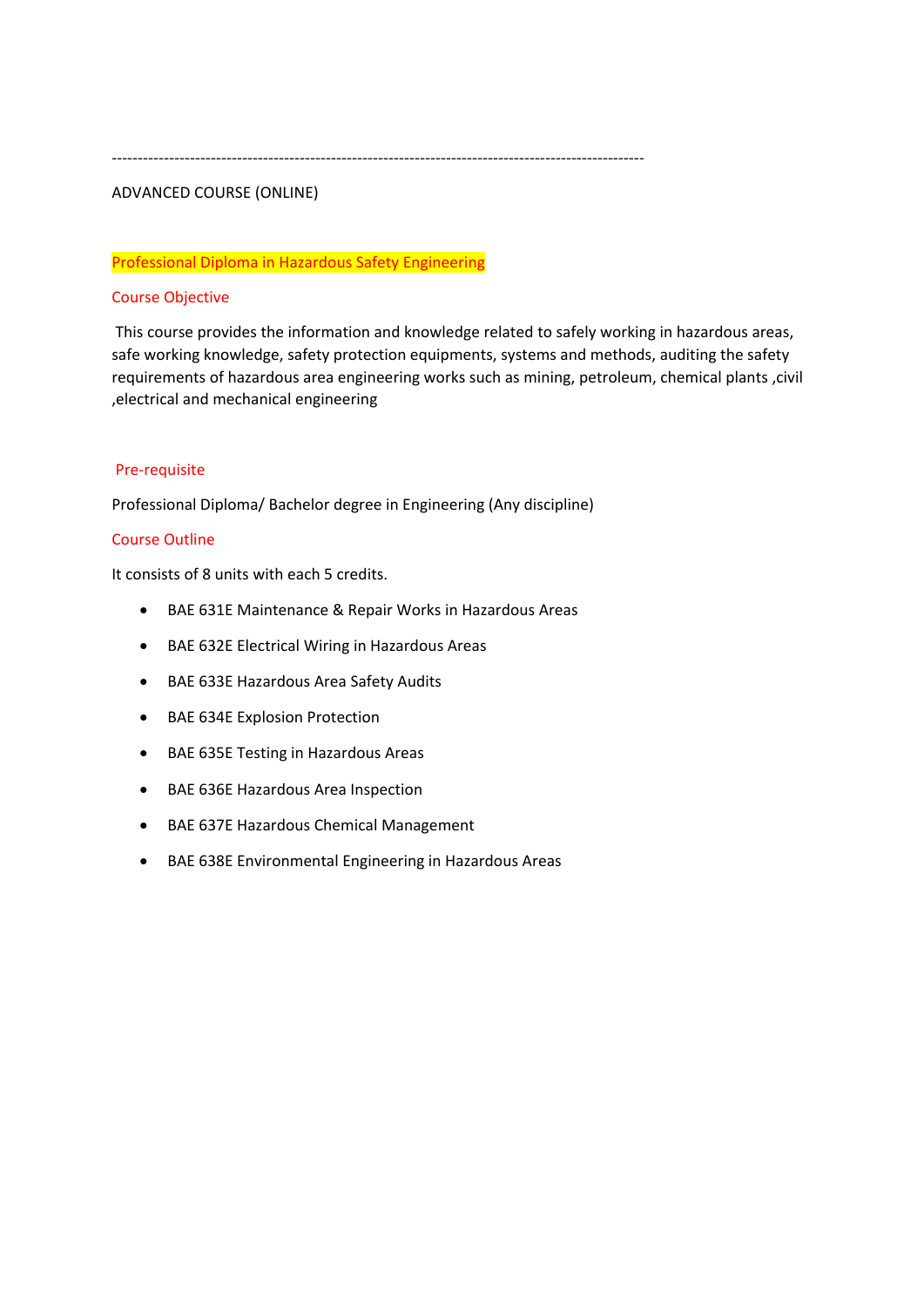---

ADVANCED COURSE (ONLINE)

## Professional Diploma in Hazardous Safety Engineering

### Course Objective

This course provides the information and knowledge related to safely working in hazardous areas, safe working knowledge, safety protection equipments, systems and methods, auditing the safety requirements of hazardous area engineering works such as mining, petroleum, chemical plants ,civil ,electrical and mechanical engineering

### Pre-requisite

Professional Diploma/ Bachelor degree in Engineering (Any discipline)

### Course Outline

It consists of 8 units with each 5 credits.

- BAE 631E Maintenance & Repair Works in Hazardous Areas
- BAE 632E Electrical Wiring in Hazardous Areas
- BAE 633E Hazardous Area Safety Audits
- BAE 634E Explosion Protection
- BAE 635E Testing in Hazardous Areas
- BAE 636E Hazardous Area Inspection
- BAE 637E Hazardous Chemical Management
- BAE 638E Environmental Engineering in Hazardous Areas